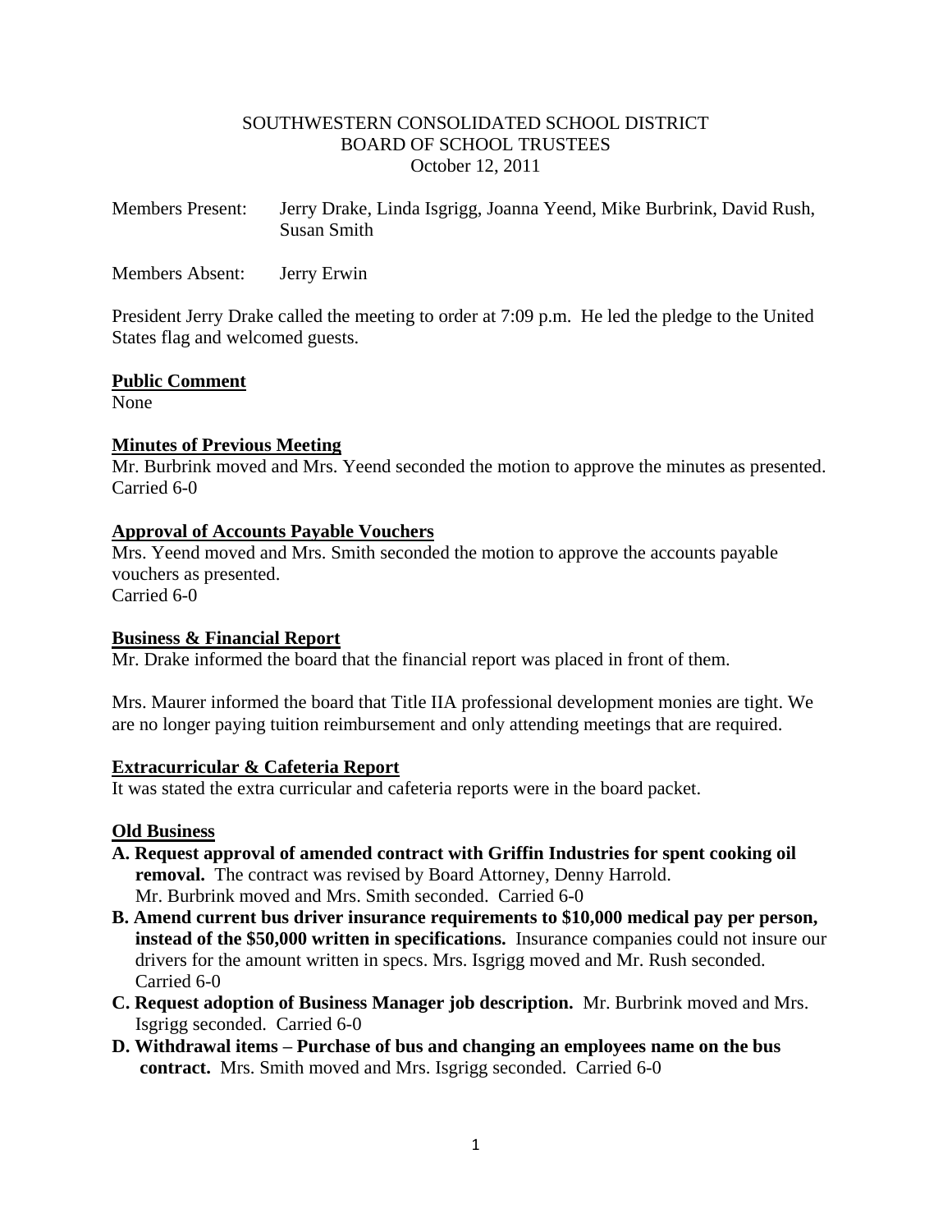SOUTHWESTERN CONSOLIDATED SCHOOL DISTRICT
BOARD OF SCHOOL TRUSTEES
October 12, 2011

Members Present: Jerry Drake, Linda Isgrigg, Joanna Yeend, Mike Burbrink, David Rush, Susan Smith

Members Absent: Jerry Erwin

President Jerry Drake called the meeting to order at 7:09 p.m. He led the pledge to the United States flag and welcomed guests.

**Public Comment**
None

**Minutes of Previous Meeting**
Mr. Burbrink moved and Mrs. Yeend seconded the motion to approve the minutes as presented.
Carried 6-0

**Approval of Accounts Payable Vouchers**
Mrs. Yeend moved and Mrs. Smith seconded the motion to approve the accounts payable vouchers as presented.
Carried 6-0

**Business & Financial Report**
Mr. Drake informed the board that the financial report was placed in front of them.

Mrs. Maurer informed the board that Title IIA professional development monies are tight. We are no longer paying tuition reimbursement and only attending meetings that are required.

**Extracurricular & Cafeteria Report**
It was stated the extra curricular and cafeteria reports were in the board packet.

**Old Business**

**A. Request approval of amended contract with Griffin Industries for spent cooking oil removal.** The contract was revised by Board Attorney, Denny Harrold.
Mr. Burbrink moved and Mrs. Smith seconded. Carried 6-0

**B. Amend current bus driver insurance requirements to $10,000 medical pay per person, instead of the $50,000 written in specifications.** Insurance companies could not insure our drivers for the amount written in specs. Mrs. Isgrigg moved and Mr. Rush seconded.
Carried 6-0

**C. Request adoption of Business Manager job description.** Mr. Burbrink moved and Mrs. Isgrigg seconded. Carried 6-0

**D. Withdrawal items – Purchase of bus and changing an employees name on the bus contract.** Mrs. Smith moved and Mrs. Isgrigg seconded. Carried 6-0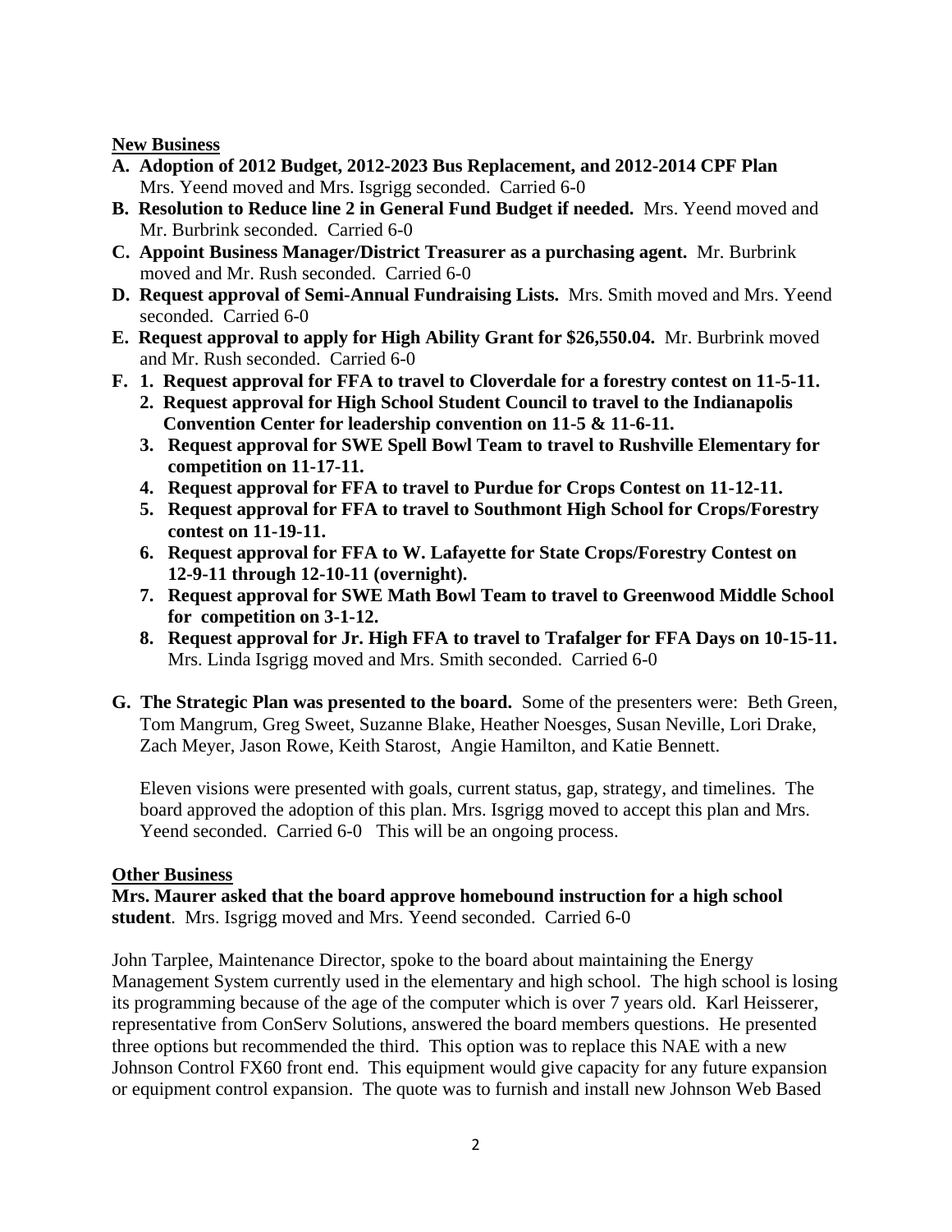**New Business**

**A. Adoption of 2012 Budget, 2012-2023 Bus Replacement, and 2012-2014 CPF Plan** Mrs. Yeend moved and Mrs. Isgrigg seconded. Carried 6-0

**B. Resolution to Reduce line 2 in General Fund Budget if needed.** Mrs. Yeend moved and Mr. Burbrink seconded. Carried 6-0

**C. Appoint Business Manager/District Treasurer as a purchasing agent.** Mr. Burbrink moved and Mr. Rush seconded. Carried 6-0

**D. Request approval of Semi-Annual Fundraising Lists.** Mrs. Smith moved and Mrs. Yeend seconded. Carried 6-0

**E. Request approval to apply for High Ability Grant for $26,550.04.** Mr. Burbrink moved and Mr. Rush seconded. Carried 6-0

**F.**
1. **Request approval for FFA to travel to Cloverdale for a forestry contest on 11-5-11.**
2. **Request approval for High School Student Council to travel to the Indianapolis Convention Center for leadership convention on 11-5 & 11-6-11.**
3. **Request approval for SWE Spell Bowl Team to travel to Rushville Elementary for competition on 11-17-11.**
4. **Request approval for FFA to travel to Purdue for Crops Contest on 11-12-11.**
5. **Request approval for FFA to travel to Southmont High School for Crops/Forestry contest on 11-19-11.**
6. **Request approval for FFA to W. Lafayette for State Crops/Forestry Contest on 12-9-11 through 12-10-11 (overnight).**
7. **Request approval for SWE Math Bowl Team to travel to Greenwood Middle School for competition on 3-1-12.**
8. **Request approval for Jr. High FFA to travel to Trafalger for FFA Days on 10-15-11.**

Mrs. Linda Isgrigg moved and Mrs. Smith seconded. Carried 6-0

**G. The Strategic Plan was presented to the board.** Some of the presenters were: Beth Green, Tom Mangrum, Greg Sweet, Suzanne Blake, Heather Noesges, Susan Neville, Lori Drake, Zach Meyer, Jason Rowe, Keith Starost, Angie Hamilton, and Katie Bennett.

Eleven visions were presented with goals, current status, gap, strategy, and timelines. The board approved the adoption of this plan. Mrs. Isgrigg moved to accept this plan and Mrs. Yeend seconded. Carried 6-0 This will be an ongoing process.

**Other Business**

**Mrs. Maurer asked that the board approve homebound instruction for a high school student**. Mrs. Isgrigg moved and Mrs. Yeend seconded. Carried 6-0

John Tarplee, Maintenance Director, spoke to the board about maintaining the Energy Management System currently used in the elementary and high school. The high school is losing its programming because of the age of the computer which is over 7 years old. Karl Heisserer, representative from ConServ Solutions, answered the board members questions. He presented three options but recommended the third. This option was to replace this NAE with a new Johnson Control FX60 front end. This equipment would give capacity for any future expansion or equipment control expansion. The quote was to furnish and install new Johnson Web Based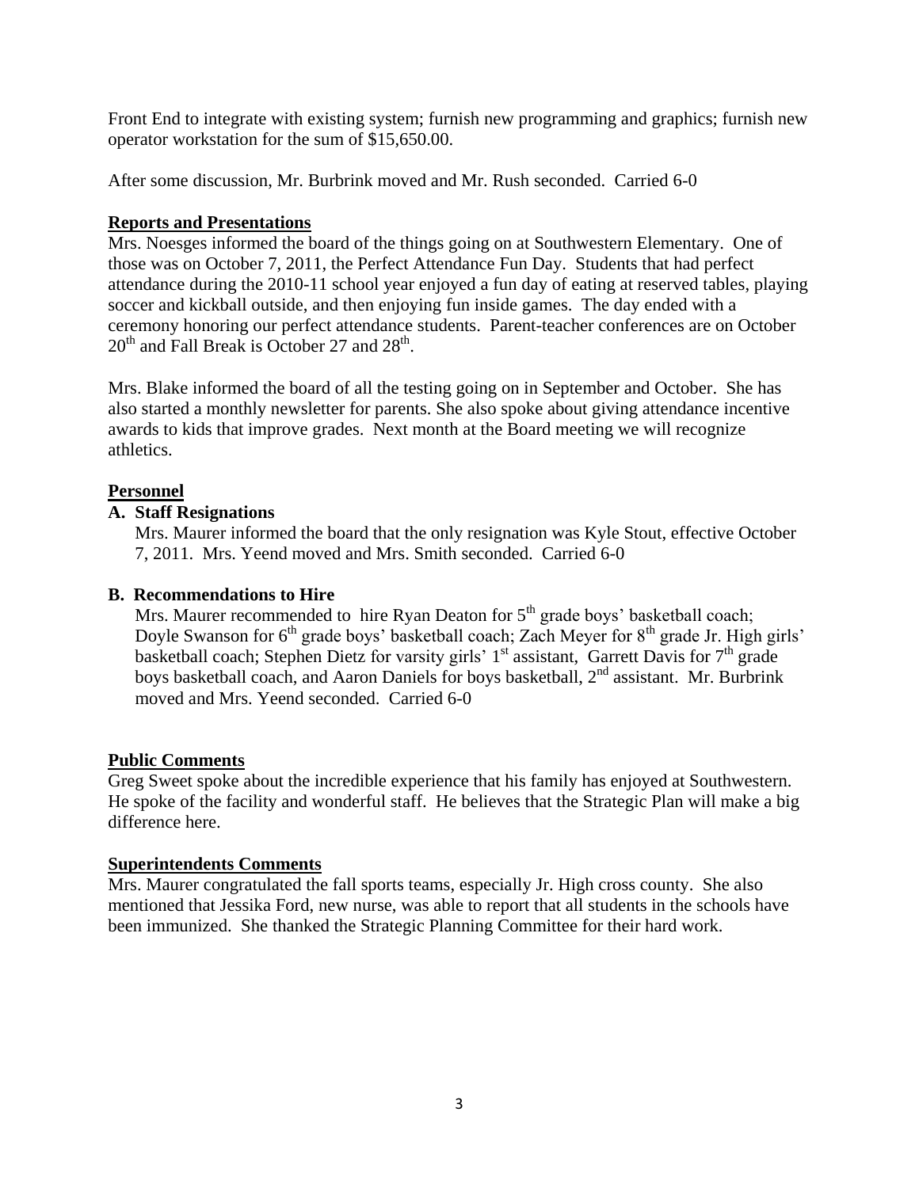Front End to integrate with existing system; furnish new programming and graphics; furnish new operator workstation for the sum of $15,650.00.

After some discussion, Mr. Burbrink moved and Mr. Rush seconded. Carried 6-0

## Reports and Presentations

Mrs. Noesges informed the board of the things going on at Southwestern Elementary. One of those was on October 7, 2011, the Perfect Attendance Fun Day. Students that had perfect attendance during the 2010-11 school year enjoyed a fun day of eating at reserved tables, playing soccer and kickball outside, and then enjoying fun inside games. The day ended with a ceremony honoring our perfect attendance students. Parent-teacher conferences are on October 20th and Fall Break is October 27 and 28th.

Mrs. Blake informed the board of all the testing going on in September and October. She has also started a monthly newsletter for parents. She also spoke about giving attendance incentive awards to kids that improve grades. Next month at the Board meeting we will recognize athletics.

## Personnel

### A. Staff Resignations

Mrs. Maurer informed the board that the only resignation was Kyle Stout, effective October 7, 2011. Mrs. Yeend moved and Mrs. Smith seconded. Carried 6-0

### B. Recommendations to Hire

Mrs. Maurer recommended to hire Ryan Deaton for 5th grade boys' basketball coach; Doyle Swanson for 6th grade boys' basketball coach; Zach Meyer for 8th grade Jr. High girls' basketball coach; Stephen Dietz for varsity girls' 1st assistant, Garrett Davis for 7th grade boys basketball coach, and Aaron Daniels for boys basketball, 2nd assistant. Mr. Burbrink moved and Mrs. Yeend seconded. Carried 6-0

## Public Comments

Greg Sweet spoke about the incredible experience that his family has enjoyed at Southwestern. He spoke of the facility and wonderful staff. He believes that the Strategic Plan will make a big difference here.

## Superintendents Comments

Mrs. Maurer congratulated the fall sports teams, especially Jr. High cross county. She also mentioned that Jessika Ford, new nurse, was able to report that all students in the schools have been immunized. She thanked the Strategic Planning Committee for their hard work.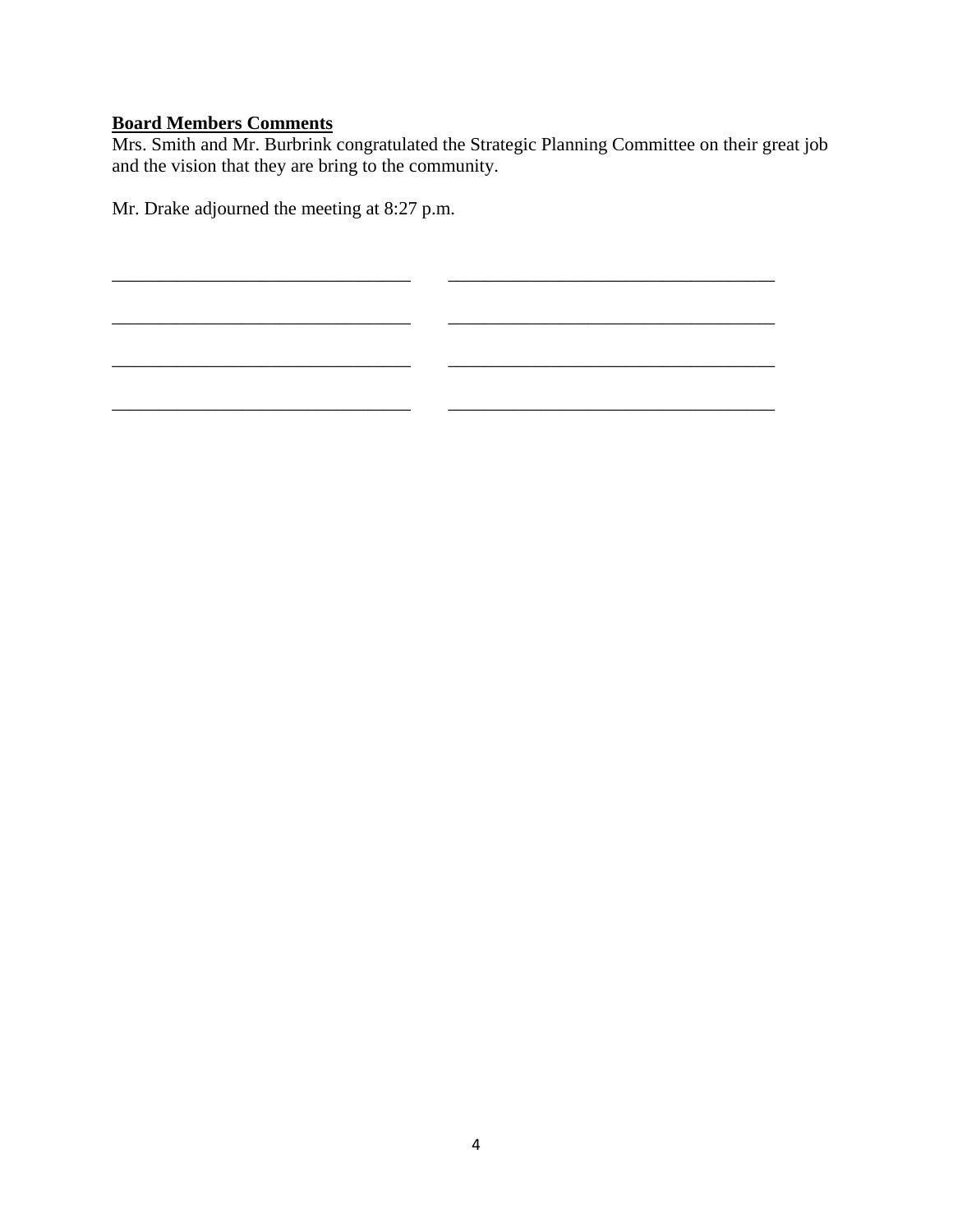**Board Members Comments**

Mrs. Smith and Mr. Burbrink congratulated the Strategic Planning Committee on their great job and the vision that they are bring to the community.

Mr. Drake adjourned the meeting at 8:27 p.m.

_________________________________  ____________________________________

_________________________________  ____________________________________

_________________________________  ____________________________________

_________________________________  ____________________________________